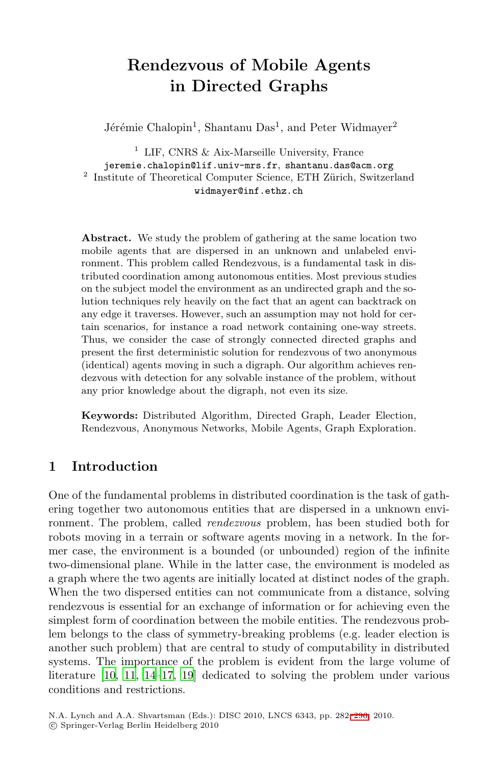# Rendezvous of Mobile Agents in Directed Graphs

Jérémie Chalopin[1], Shantanu Das[1], and Peter Widmayer[2]

[1] LIF, CNRS & Aix-Marseille University, France
jeremie.chalopin@lif.univ-mrs.fr, shantanu.das@acm.org
[2] Institute of Theoretical Computer Science, ETH Zürich, Switzerland
widmayer@inf.ethz.ch

**Abstract.** We study the problem of gathering at the same location two mobile agents that are dispersed in an unknown and unlabeled environment. This problem called Rendezvous, is a fundamental task in distributed coordination among autonomous entities. Most previous studies on the subject model the environment as an undirected graph and the solution techniques rely heavily on the fact that an agent can backtrack on any edge it traverses. However, such an assumption may not hold for certain scenarios, for instance a road network containing one-way streets. Thus, we consider the case of strongly connected directed graphs and present the first deterministic solution for rendezvous of two anonymous (identical) agents moving in such a digraph. Our algorithm achieves rendezvous with detection for any solvable instance of the problem, without any prior knowledge about the digraph, not even its size.

**Keywords:** Distributed Algorithm, Directed Graph, Leader Election, Rendezvous, Anonymous Networks, Mobile Agents, Graph Exploration.

## 1 Introduction

One of the fundamental problems in distributed coordination is the task of gathering together two autonomous entities that are dispersed in a unknown environment. The problem, called *rendezvous* problem, has been studied both for robots moving in a terrain or software agents moving in a network. In the former case, the environment is a bounded (or unbounded) region of the infinite two-dimensional plane. While in the latter case, the environment is modeled as a graph where the two agents are initially located at distinct nodes of the graph. When the two dispersed entities can not communicate from a distance, solving rendezvous is essential for an exchange of information or for achieving even the simplest form of coordination between the mobile entities. The rendezvous problem belongs to the class of symmetry-breaking problems (e.g. leader election is another such problem) that are central to study of computability in distributed systems. The importance of the problem is evident from the large volume of literature [10, 11, 14–17, 19] dedicated to solving the problem under various conditions and restrictions.

N.A. Lynch and A.A. Shvartsman (Eds.): DISC 2010, LNCS 6343, pp. 282–296, 2010.
© Springer-Verlag Berlin Heidelberg 2010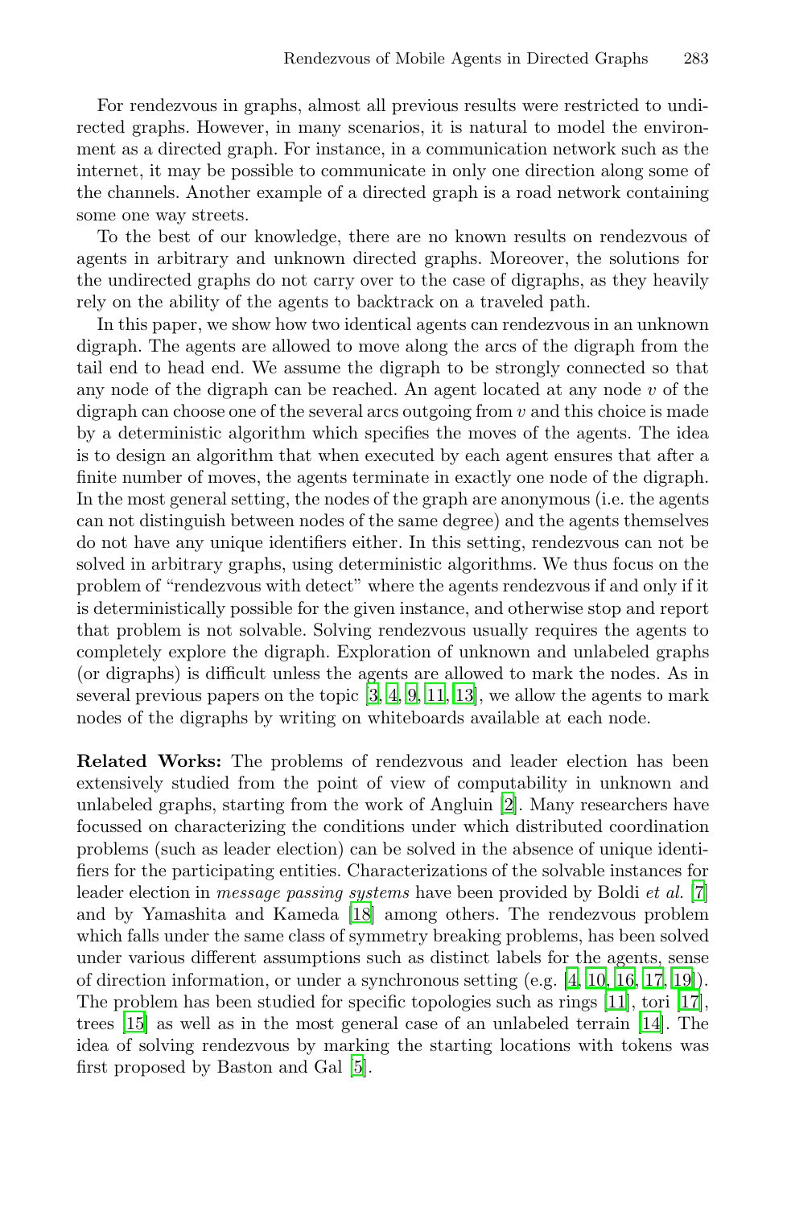For rendezvous in graphs, almost all previous results were restricted to undirected graphs. However, in many scenarios, it is natural to model the environment as a directed graph. For instance, in a communication network such as the internet, it may be possible to communicate in only one direction along some of the channels. Another example of a directed graph is a road network containing some one way streets.

To the best of our knowledge, there are no known results on rendezvous of agents in arbitrary and unknown directed graphs. Moreover, the solutions for the undirected graphs do not carry over to the case of digraphs, as they heavily rely on the ability of the agents to backtrack on a traveled path.

In this paper, we show how two identical agents can rendezvous in an unknown digraph. The agents are allowed to move along the arcs of the digraph from the tail end to head end. We assume the digraph to be strongly connected so that any node of the digraph can be reached. An agent located at any node $v$ of the digraph can choose one of the several arcs outgoing from $v$ and this choice is made by a deterministic algorithm which specifies the moves of the agents. The idea is to design an algorithm that when executed by each agent ensures that after a finite number of moves, the agents terminate in exactly one node of the digraph. In the most general setting, the nodes of the graph are anonymous (i.e. the agents can not distinguish between nodes of the same degree) and the agents themselves do not have any unique identifiers either. In this setting, rendezvous can not be solved in arbitrary graphs, using deterministic algorithms. We thus focus on the problem of "rendezvous with detect" where the agents rendezvous if and only if it is deterministically possible for the given instance, and otherwise stop and report that problem is not solvable. Solving rendezvous usually requires the agents to completely explore the digraph. Exploration of unknown and unlabeled graphs (or digraphs) is difficult unless the agents are allowed to mark the nodes. As in several previous papers on the topic [3, 4, 9, 11, 13], we allow the agents to mark nodes of the digraphs by writing on whiteboards available at each node.

**Related Works:** The problems of rendezvous and leader election has been extensively studied from the point of view of computability in unknown and unlabeled graphs, starting from the work of Angluin [2]. Many researchers have focussed on characterizing the conditions under which distributed coordination problems (such as leader election) can be solved in the absence of unique identifiers for the participating entities. Characterizations of the solvable instances for leader election in *message passing systems* have been provided by Boldi *et al.* [7] and by Yamashita and Kameda [18] among others. The rendezvous problem which falls under the same class of symmetry breaking problems, has been solved under various different assumptions such as distinct labels for the agents, sense of direction information, or under a synchronous setting (e.g. [4, 10, 16, 17, 19]). The problem has been studied for specific topologies such as rings [11], tori [17], trees [15] as well as in the most general case of an unlabeled terrain [14]. The idea of solving rendezvous by marking the starting locations with tokens was first proposed by Baston and Gal [5].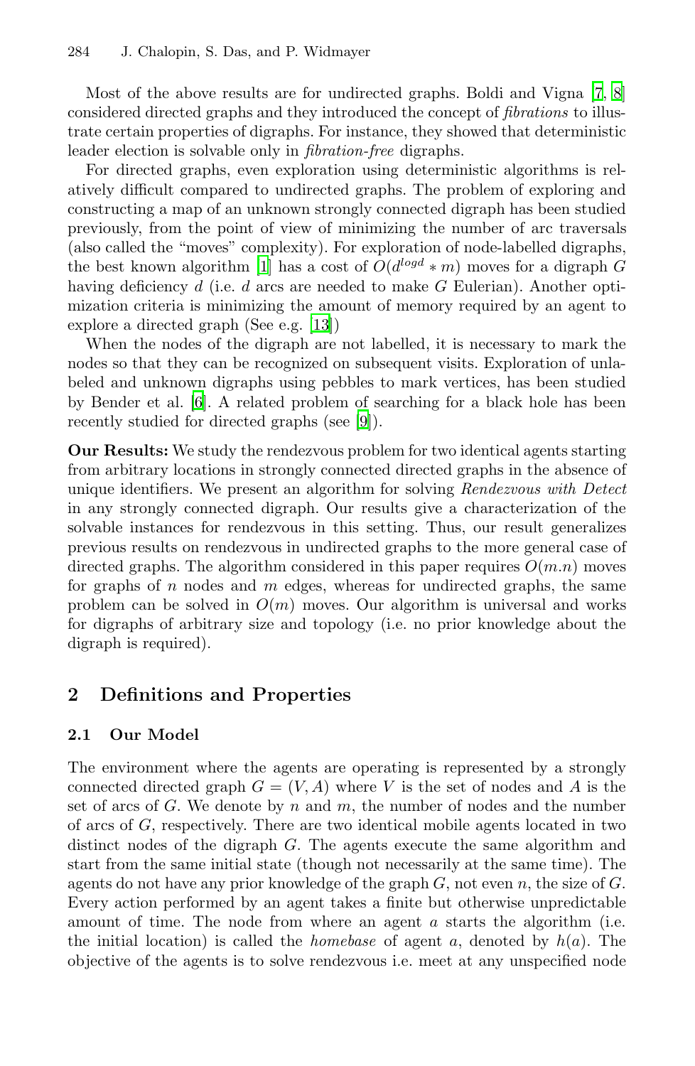Most of the above results are for undirected graphs. Boldi and Vigna [7, 8] considered directed graphs and they introduced the concept of *fibrations* to illustrate certain properties of digraphs. For instance, they showed that deterministic leader election is solvable only in *fibration-free* digraphs.

For directed graphs, even exploration using deterministic algorithms is relatively difficult compared to undirected graphs. The problem of exploring and constructing a map of an unknown strongly connected digraph has been studied previously, from the point of view of minimizing the number of arc traversals (also called the "moves" complexity). For exploration of node-labelled digraphs, the best known algorithm [1] has a cost of $O(d^{\log d} * m)$ moves for a digraph $G$ having deficiency $d$ (i.e. $d$ arcs are needed to make $G$ Eulerian). Another optimization criteria is minimizing the amount of memory required by an agent to explore a directed graph (See e.g. [13])

When the nodes of the digraph are not labelled, it is necessary to mark the nodes so that they can be recognized on subsequent visits. Exploration of unlabeled and unknown digraphs using pebbles to mark vertices, has been studied by Bender et al. [6]. A related problem of searching for a black hole has been recently studied for directed graphs (see [9]).

**Our Results:** We study the rendezvous problem for two identical agents starting from arbitrary locations in strongly connected directed graphs in the absence of unique identifiers. We present an algorithm for solving *Rendezvous with Detect* in any strongly connected digraph. Our results give a characterization of the solvable instances for rendezvous in this setting. Thus, our result generalizes previous results on rendezvous in undirected graphs to the more general case of directed graphs. The algorithm considered in this paper requires $O(m.n)$ moves for graphs of $n$ nodes and $m$ edges, whereas for undirected graphs, the same problem can be solved in $O(m)$ moves. Our algorithm is universal and works for digraphs of arbitrary size and topology (i.e. no prior knowledge about the digraph is required).

## 2 Definitions and Properties

### 2.1 Our Model

The environment where the agents are operating is represented by a strongly connected directed graph $G = (V, A)$ where $V$ is the set of nodes and $A$ is the set of arcs of $G$. We denote by $n$ and $m$, the number of nodes and the number of arcs of $G$, respectively. There are two identical mobile agents located in two distinct nodes of the digraph $G$. The agents execute the same algorithm and start from the same initial state (though not necessarily at the same time). The agents do not have any prior knowledge of the graph $G$, not even $n$, the size of $G$. Every action performed by an agent takes a finite but otherwise unpredictable amount of time. The node from where an agent $a$ starts the algorithm (i.e. the initial location) is called the *homebase* of agent $a$, denoted by $h(a)$. The objective of the agents is to solve rendezvous i.e. meet at any unspecified node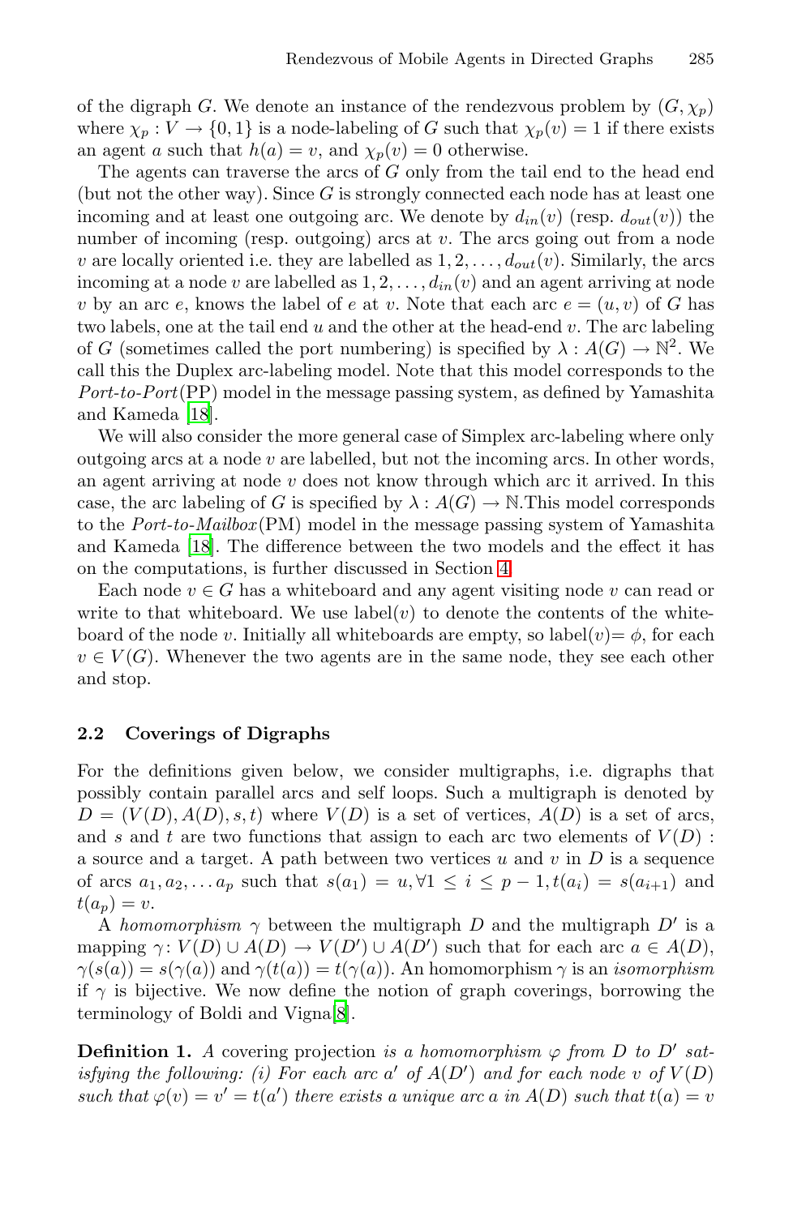of the digraph $G$. We denote an instance of the rendezvous problem by $(G, \chi_p)$ where $\chi_p : V \rightarrow \{0, 1\}$ is a node-labeling of $G$ such that $\chi_p(v) = 1$ if there exists an agent $a$ such that $h(a) = v$, and $\chi_p(v) = 0$ otherwise.

The agents can traverse the arcs of $G$ only from the tail end to the head end (but not the other way). Since $G$ is strongly connected each node has at least one incoming and at least one outgoing arc. We denote by $d_{in}(v)$ (resp. $d_{out}(v)$) the number of incoming (resp. outgoing) arcs at $v$. The arcs going out from a node $v$ are locally oriented i.e. they are labelled as $1, 2, \ldots, d_{out}(v)$. Similarly, the arcs incoming at a node $v$ are labelled as $1, 2, \ldots, d_{in}(v)$ and an agent arriving at node $v$ by an arc $e$, knows the label of $e$ at $v$. Note that each arc $e = (u, v)$ of $G$ has two labels, one at the tail end $u$ and the other at the head-end $v$. The arc labeling of $G$ (sometimes called the port numbering) is specified by $\lambda : A(G) \rightarrow \mathbb{N}^2$. We call this the Duplex arc-labeling model. Note that this model corresponds to the *Port-to-Port*(PP) model in the message passing system, as defined by Yamashita and Kameda [18].

We will also consider the more general case of Simplex arc-labeling where only outgoing arcs at a node $v$ are labelled, but not the incoming arcs. In other words, an agent arriving at node $v$ does not know through which arc it arrived. In this case, the arc labeling of $G$ is specified by $\lambda : A(G) \rightarrow \mathbb{N}$.This model corresponds to the *Port-to-Mailbox*(PM) model in the message passing system of Yamashita and Kameda [18]. The difference between the two models and the effect it has on the computations, is further discussed in Section 4.

Each node $v \in G$ has a whiteboard and any agent visiting node $v$ can read or write to that whiteboard. We use label($v$) to denote the contents of the whiteboard of the node $v$. Initially all whiteboards are empty, so label($v$)$= \phi$, for each $v \in V(G)$. Whenever the two agents are in the same node, they see each other and stop.

### 2.2 Coverings of Digraphs

For the definitions given below, we consider multigraphs, i.e. digraphs that possibly contain parallel arcs and self loops. Such a multigraph is denoted by $D = (V(D), A(D), s, t)$ where $V(D)$ is a set of vertices, $A(D)$ is a set of arcs, and $s$ and $t$ are two functions that assign to each arc two elements of $V(D)$ : a source and a target. A path between two vertices $u$ and $v$ in $D$ is a sequence of arcs $a_1, a_2, \ldots a_p$ such that $s(a_1) = u, \forall 1 \leq i \leq p-1, t(a_i) = s(a_{i+1})$ and $t(a_p) = v$.

A *homomorphism* $\gamma$ between the multigraph $D$ and the multigraph $D'$ is a mapping $\gamma \colon V(D) \cup A(D) \rightarrow V(D') \cup A(D')$ such that for each arc $a \in A(D)$, $\gamma(s(a)) = s(\gamma(a))$ and $\gamma(t(a)) = t(\gamma(a))$. An homomorphism $\gamma$ is an *isomorphism* if $\gamma$ is bijective. We now define the notion of graph coverings, borrowing the terminology of Boldi and Vigna[8].

**Definition 1.** *A* covering projection *is a homomorphism $\varphi$ from $D$ to $D'$ satisfying the following: (i) For each arc $a'$ of $A(D')$ and for each node $v$ of $V(D)$ such that $\varphi(v) = v' = t(a')$ there exists a unique arc $a$ in $A(D)$ such that $t(a) = v$*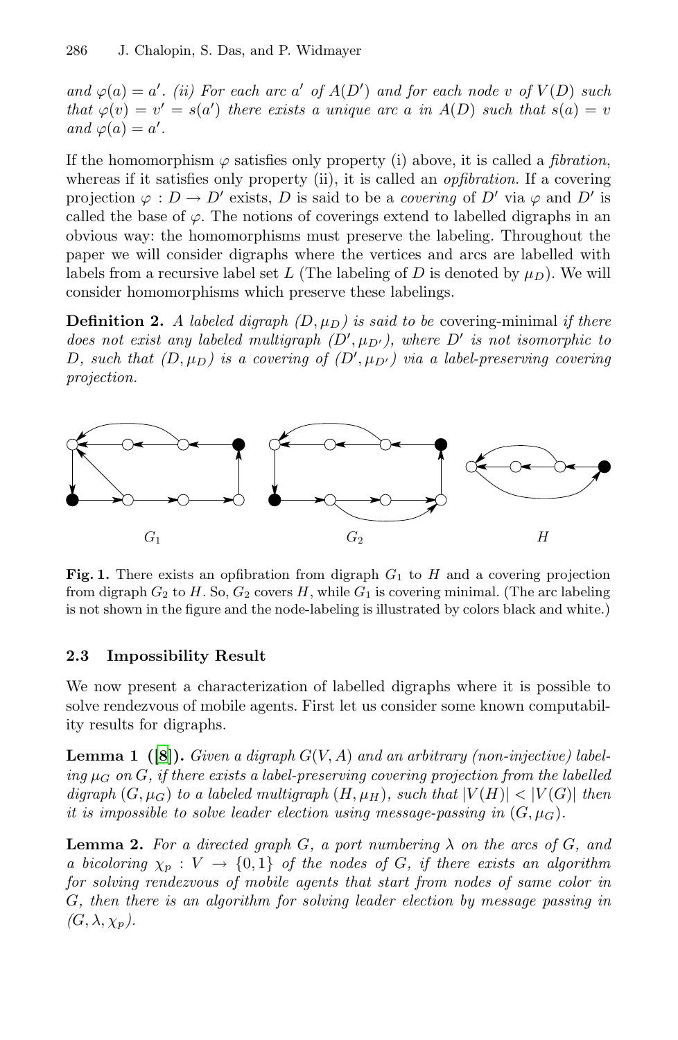*and $\varphi(a) = a'$. (ii) For each arc $a'$ of $A(D')$ and for each node $v$ of $V(D)$ such that $\varphi(v) = v' = s(a')$ there exists a unique arc $a$ in $A(D)$ such that $s(a) = v$ and $\varphi(a) = a'$.*

If the homomorphism $\varphi$ satisfies only property (i) above, it is called a *fibration*, whereas if it satisfies only property (ii), it is called an *opfibration*. If a covering projection $\varphi : D \to D'$ exists, $D$ is said to be a *covering* of $D'$ via $\varphi$ and $D'$ is called the base of $\varphi$. The notions of coverings extend to labelled digraphs in an obvious way: the homomorphisms must preserve the labeling. Throughout the paper we will consider digraphs where the vertices and arcs are labelled with labels from a recursive label set $L$ (The labeling of $D$ is denoted by $\mu_D$). We will consider homomorphisms which preserve these labelings.

**Definition 2.** *A labeled digraph $(D, \mu_D)$ is said to be* covering-minimal *if there does not exist any labeled multigraph $(D', \mu_{D'})$, where $D'$ is not isomorphic to $D$, such that $(D, \mu_D)$ is a covering of $(D', \mu_{D'})$ via a label-preserving covering projection.*

$G_1$ $G_2$ $H$

**Fig. 1.** There exists an opfibration from digraph $G_1$ to $H$ and a covering projection from digraph $G_2$ to $H$. So, $G_2$ covers $H$, while $G_1$ is covering minimal. (The arc labeling is not shown in the figure and the node-labeling is illustrated by colors black and white.)

### 2.3 Impossibility Result

We now present a characterization of labelled digraphs where it is possible to solve rendezvous of mobile agents. First let us consider some known computability results for digraphs.

**Lemma 1 ([8]).** *Given a digraph $G(V, A)$ and an arbitrary (non-injective) labeling $\mu_G$ on $G$, if there exists a label-preserving covering projection from the labelled digraph $(G, \mu_G)$ to a labeled multigraph $(H, \mu_H)$, such that $|V(H)| < |V(G)|$ then it is impossible to solve leader election using message-passing in $(G, \mu_G)$.*

**Lemma 2.** *For a directed graph $G$, a port numbering $\lambda$ on the arcs of $G$, and a bicoloring $\chi_p : V \to \{0, 1\}$ of the nodes of $G$, if there exists an algorithm for solving rendezvous of mobile agents that start from nodes of same color in $G$, then there is an algorithm for solving leader election by message passing in $(G, \lambda, \chi_p)$.*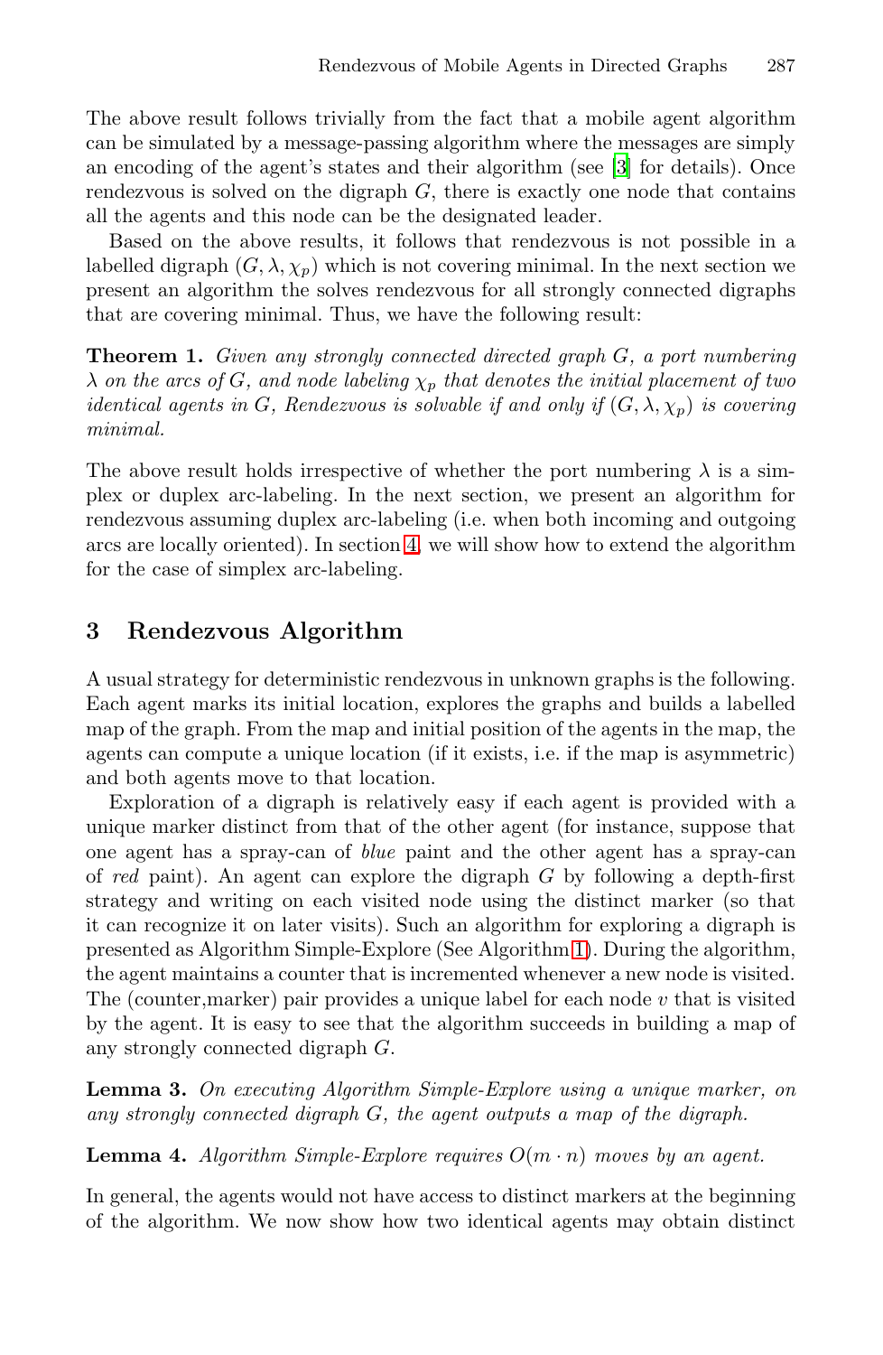The above result follows trivially from the fact that a mobile agent algorithm can be simulated by a message-passing algorithm where the messages are simply an encoding of the agent's states and their algorithm (see [3] for details). Once rendezvous is solved on the digraph $G$, there is exactly one node that contains all the agents and this node can be the designated leader.

Based on the above results, it follows that rendezvous is not possible in a labelled digraph $(G, \lambda, \chi_p)$ which is not covering minimal. In the next section we present an algorithm the solves rendezvous for all strongly connected digraphs that are covering minimal. Thus, we have the following result:

**Theorem 1.** *Given any strongly connected directed graph $G$, a port numbering $\lambda$ on the arcs of $G$, and node labeling $\chi_p$ that denotes the initial placement of two identical agents in $G$, Rendezvous is solvable if and only if $(G, \lambda, \chi_p)$ is covering minimal.*

The above result holds irrespective of whether the port numbering $\lambda$ is a simplex or duplex arc-labeling. In the next section, we present an algorithm for rendezvous assuming duplex arc-labeling (i.e. when both incoming and outgoing arcs are locally oriented). In section 4, we will show how to extend the algorithm for the case of simplex arc-labeling.

## 3 Rendezvous Algorithm

A usual strategy for deterministic rendezvous in unknown graphs is the following. Each agent marks its initial location, explores the graphs and builds a labelled map of the graph. From the map and initial position of the agents in the map, the agents can compute a unique location (if it exists, i.e. if the map is asymmetric) and both agents move to that location.

Exploration of a digraph is relatively easy if each agent is provided with a unique marker distinct from that of the other agent (for instance, suppose that one agent has a spray-can of *blue* paint and the other agent has a spray-can of *red* paint). An agent can explore the digraph $G$ by following a depth-first strategy and writing on each visited node using the distinct marker (so that it can recognize it on later visits). Such an algorithm for exploring a digraph is presented as Algorithm Simple-Explore (See Algorithm 1). During the algorithm, the agent maintains a counter that is incremented whenever a new node is visited. The (counter,marker) pair provides a unique label for each node $v$ that is visited by the agent. It is easy to see that the algorithm succeeds in building a map of any strongly connected digraph $G$.

**Lemma 3.** *On executing Algorithm Simple-Explore using a unique marker, on any strongly connected digraph $G$, the agent outputs a map of the digraph.*

**Lemma 4.** *Algorithm Simple-Explore requires $O(m \cdot n)$ moves by an agent.*

In general, the agents would not have access to distinct markers at the beginning of the algorithm. We now show how two identical agents may obtain distinct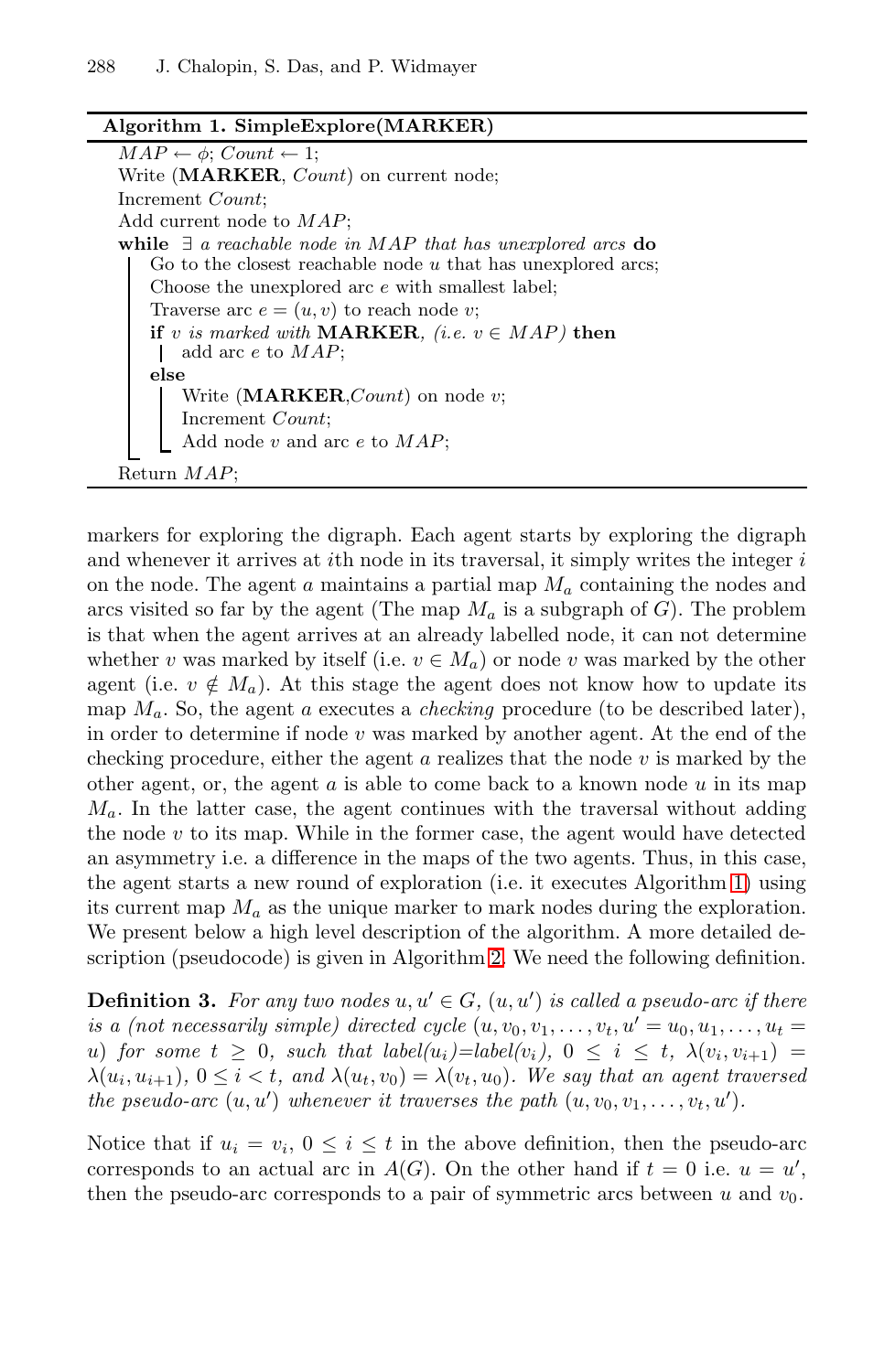**Algorithm 1. SimpleExplore(MARKER)**

```
MAP ← φ; Count ← 1;
Write (MARKER, Count) on current node;
Increment Count;
Add current node to MAP;
while ∃ a reachable node in MAP that has unexplored arcs do
    Go to the closest reachable node u that has unexplored arcs;
    Choose the unexplored arc e with smallest label;
    Traverse arc e = (u, v) to reach node v;
    if v is marked with MARKER, (i.e. v ∈ MAP) then
        add arc e to MAP;
    else
        Write (MARKER,Count) on node v;
        Increment Count;
        Add node v and arc e to MAP;
Return MAP;
```

markers for exploring the digraph. Each agent starts by exploring the digraph and whenever it arrives at $i$th node in its traversal, it simply writes the integer $i$ on the node. The agent $a$ maintains a partial map $M_a$ containing the nodes and arcs visited so far by the agent (The map $M_a$ is a subgraph of $G$). The problem is that when the agent arrives at an already labelled node, it can not determine whether $v$ was marked by itself (i.e. $v \in M_a$) or node $v$ was marked by the other agent (i.e. $v \notin M_a$). At this stage the agent does not know how to update its map $M_a$. So, the agent $a$ executes a *checking* procedure (to be described later), in order to determine if node $v$ was marked by another agent. At the end of the checking procedure, either the agent $a$ realizes that the node $v$ is marked by the other agent, or, the agent $a$ is able to come back to a known node $u$ in its map $M_a$. In the latter case, the agent continues with the traversal without adding the node $v$ to its map. While in the former case, the agent would have detected an asymmetry i.e. a difference in the maps of the two agents. Thus, in this case, the agent starts a new round of exploration (i.e. it executes Algorithm 1) using its current map $M_a$ as the unique marker to mark nodes during the exploration. We present below a high level description of the algorithm. A more detailed description (pseudocode) is given in Algorithm 2. We need the following definition.

**Definition 3.** *For any two nodes $u, u' \in G$, $(u, u')$ is called a pseudo-arc if there is a (not necessarily simple) directed cycle $(u, v_0, v_1, \ldots, v_t, u' = u_0, u_1, \ldots, u_t = u)$ for some $t \geq 0$, such that label($u_i$)=label($v_i$), $0 \leq i \leq t$, $\lambda(v_i, v_{i+1}) = \lambda(u_i, u_{i+1})$, $0 \leq i < t$, and $\lambda(u_t, v_0) = \lambda(v_t, u_0)$. We say that an agent traversed the pseudo-arc $(u, u')$ whenever it traverses the path $(u, v_0, v_1, \ldots, v_t, u')$.*

Notice that if $u_i = v_i$, $0 \leq i \leq t$ in the above definition, then the pseudo-arc corresponds to an actual arc in $A(G)$. On the other hand if $t = 0$ i.e. $u = u'$, then the pseudo-arc corresponds to a pair of symmetric arcs between $u$ and $v_0$.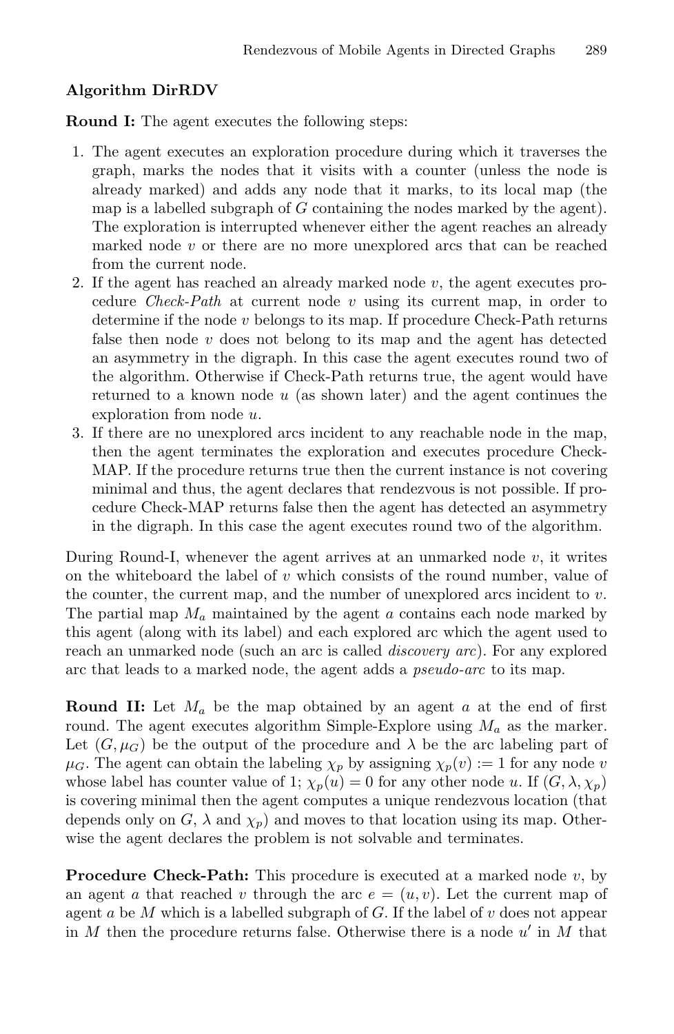**Algorithm DirRDV**

**Round I:** The agent executes the following steps:

1. The agent executes an exploration procedure during which it traverses the graph, marks the nodes that it visits with a counter (unless the node is already marked) and adds any node that it marks, to its local map (the map is a labelled subgraph of $G$ containing the nodes marked by the agent). The exploration is interrupted whenever either the agent reaches an already marked node $v$ or there are no more unexplored arcs that can be reached from the current node.
2. If the agent has reached an already marked node $v$, the agent executes procedure *Check-Path* at current node $v$ using its current map, in order to determine if the node $v$ belongs to its map. If procedure Check-Path returns false then node $v$ does not belong to its map and the agent has detected an asymmetry in the digraph. In this case the agent executes round two of the algorithm. Otherwise if Check-Path returns true, the agent would have returned to a known node $u$ (as shown later) and the agent continues the exploration from node $u$.
3. If there are no unexplored arcs incident to any reachable node in the map, then the agent terminates the exploration and executes procedure Check-MAP. If the procedure returns true then the current instance is not covering minimal and thus, the agent declares that rendezvous is not possible. If procedure Check-MAP returns false then the agent has detected an asymmetry in the digraph. In this case the agent executes round two of the algorithm.

During Round-I, whenever the agent arrives at an unmarked node $v$, it writes on the whiteboard the label of $v$ which consists of the round number, value of the counter, the current map, and the number of unexplored arcs incident to $v$. The partial map $M_a$ maintained by the agent $a$ contains each node marked by this agent (along with its label) and each explored arc which the agent used to reach an unmarked node (such an arc is called *discovery arc*). For any explored arc that leads to a marked node, the agent adds a *pseudo-arc* to its map.

**Round II:** Let $M_a$ be the map obtained by an agent $a$ at the end of first round. The agent executes algorithm Simple-Explore using $M_a$ as the marker. Let $(G, \mu_G)$ be the output of the procedure and $\lambda$ be the arc labeling part of $\mu_G$. The agent can obtain the labeling $\chi_p$ by assigning $\chi_p(v) := 1$ for any node $v$ whose label has counter value of 1; $\chi_p(u) = 0$ for any other node $u$. If $(G, \lambda, \chi_p)$ is covering minimal then the agent computes a unique rendezvous location (that depends only on $G$, $\lambda$ and $\chi_p$) and moves to that location using its map. Otherwise the agent declares the problem is not solvable and terminates.

**Procedure Check-Path:** This procedure is executed at a marked node $v$, by an agent $a$ that reached $v$ through the arc $e = (u, v)$. Let the current map of agent $a$ be $M$ which is a labelled subgraph of $G$. If the label of $v$ does not appear in $M$ then the procedure returns false. Otherwise there is a node $u'$ in $M$ that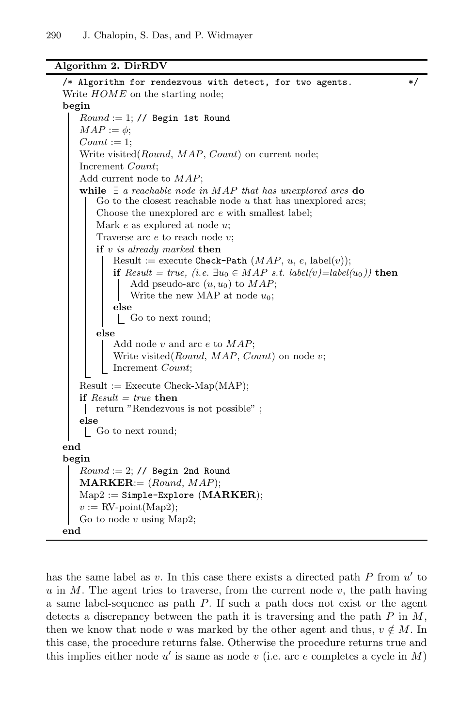**Algorithm 2. DirRDV**

```
/* Algorithm for rendezvous with detect, for two agents.          */
Write HOME on the starting node;
begin
    Round := 1; // Begin 1st Round
    MAP := φ;
    Count := 1;
    Write visited(Round, MAP, Count) on current node;
    Increment Count;
    Add current node to MAP;
    while ∃ a reachable node in MAP that has unexplored arcs do
        Go to the closest reachable node u that has unexplored arcs;
        Choose the unexplored arc e with smallest label;
        Mark e as explored at node u;
        Traverse arc e to reach node v;
        if v is already marked then
            Result := execute Check-Path (MAP, u, e, label(v));
            if Result = true, (i.e. ∃u0 ∈ MAP s.t. label(v)=label(u0)) then
                Add pseudo-arc (u, u0) to MAP;
                Write the new MAP at node u0;
            else
                Go to next round;
        else
            Add node v and arc e to MAP;
            Write visited(Round, MAP, Count) on node v;
            Increment Count;
    Result := Execute Check-Map(MAP);
    if Result = true then
        return "Rendezvous is not possible" ;
    else
        Go to next round;
end
begin
    Round := 2; // Begin 2nd Round
    MARKER:= (Round, MAP);
    Map2 := Simple-Explore (MARKER);
    v := RV-point(Map2);
    Go to node v using Map2;
end
```

has the same label as $v$. In this case there exists a directed path $P$ from $u'$ to $u$ in $M$. The agent tries to traverse, from the current node $v$, the path having a same label-sequence as path $P$. If such a path does not exist or the agent detects a discrepancy between the path it is traversing and the path $P$ in $M$, then we know that node $v$ was marked by the other agent and thus, $v \notin M$. In this case, the procedure returns false. Otherwise the procedure returns true and this implies either node $u'$ is same as node $v$ (i.e. arc $e$ completes a cycle in $M$)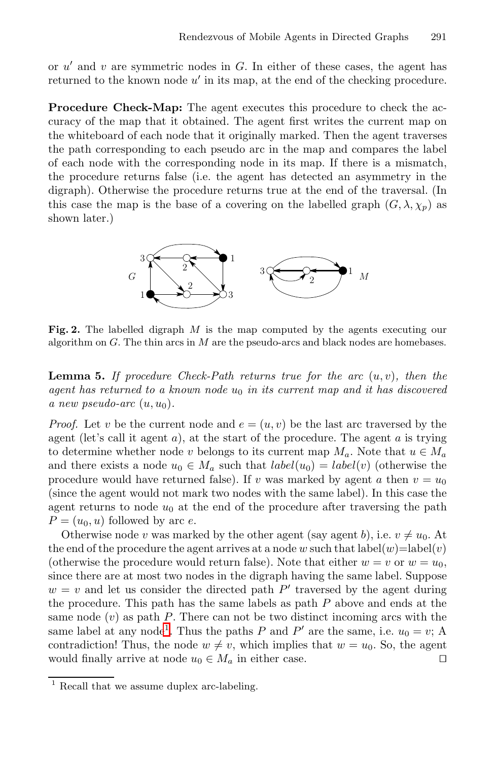or $u'$ and $v$ are symmetric nodes in $G$. In either of these cases, the agent has returned to the known node $u'$ in its map, at the end of the checking procedure.

**Procedure Check-Map:** The agent executes this procedure to check the accuracy of the map that it obtained. The agent first writes the current map on the whiteboard of each node that it originally marked. Then the agent traverses the path corresponding to each pseudo arc in the map and compares the label of each node with the corresponding node in its map. If there is a mismatch, the procedure returns false (i.e. the agent has detected an asymmetry in the digraph). Otherwise the procedure returns true at the end of the traversal. (In this case the map is the base of a covering on the labelled graph $(G, \lambda, \chi_p)$ as shown later.)

**Fig. 2.** The labelled digraph $M$ is the map computed by the agents executing our algorithm on $G$. The thin arcs in $M$ are the pseudo-arcs and black nodes are homebases.

**Lemma 5.** *If procedure Check-Path returns true for the arc $(u, v)$, then the agent has returned to a known node $u_0$ in its current map and it has discovered a new pseudo-arc $(u, u_0)$.*

*Proof.* Let $v$ be the current node and $e = (u, v)$ be the last arc traversed by the agent (let's call it agent $a$), at the start of the procedure. The agent $a$ is trying to determine whether node $v$ belongs to its current map $M_a$. Note that $u \in M_a$ and there exists a node $u_0 \in M_a$ such that $label(u_0) = label(v)$ (otherwise the procedure would have returned false). If $v$ was marked by agent $a$ then $v = u_0$ (since the agent would not mark two nodes with the same label). In this case the agent returns to node $u_0$ at the end of the procedure after traversing the path $P = (u_0, u)$ followed by arc $e$.

Otherwise node $v$ was marked by the other agent (say agent $b$), i.e. $v \neq u_0$. At the end of the procedure the agent arrives at a node $w$ such that label($w$)=label($v$) (otherwise the procedure would return false). Note that either $w = v$ or $w = u_0$, since there are at most two nodes in the digraph having the same label. Suppose $w = v$ and let us consider the directed path $P'$ traversed by the agent during the procedure. This path has the same labels as path $P$ above and ends at the same node ($v$) as path $P$. There can not be two distinct incoming arcs with the same label at any node[1]. Thus the paths $P$ and $P'$ are the same, i.e. $u_0 = v$; A contradiction! Thus, the node $w \neq v$, which implies that $w = u_0$. So, the agent would finally arrive at node $u_0 \in M_a$ in either case. □

[1] Recall that we assume duplex arc-labeling.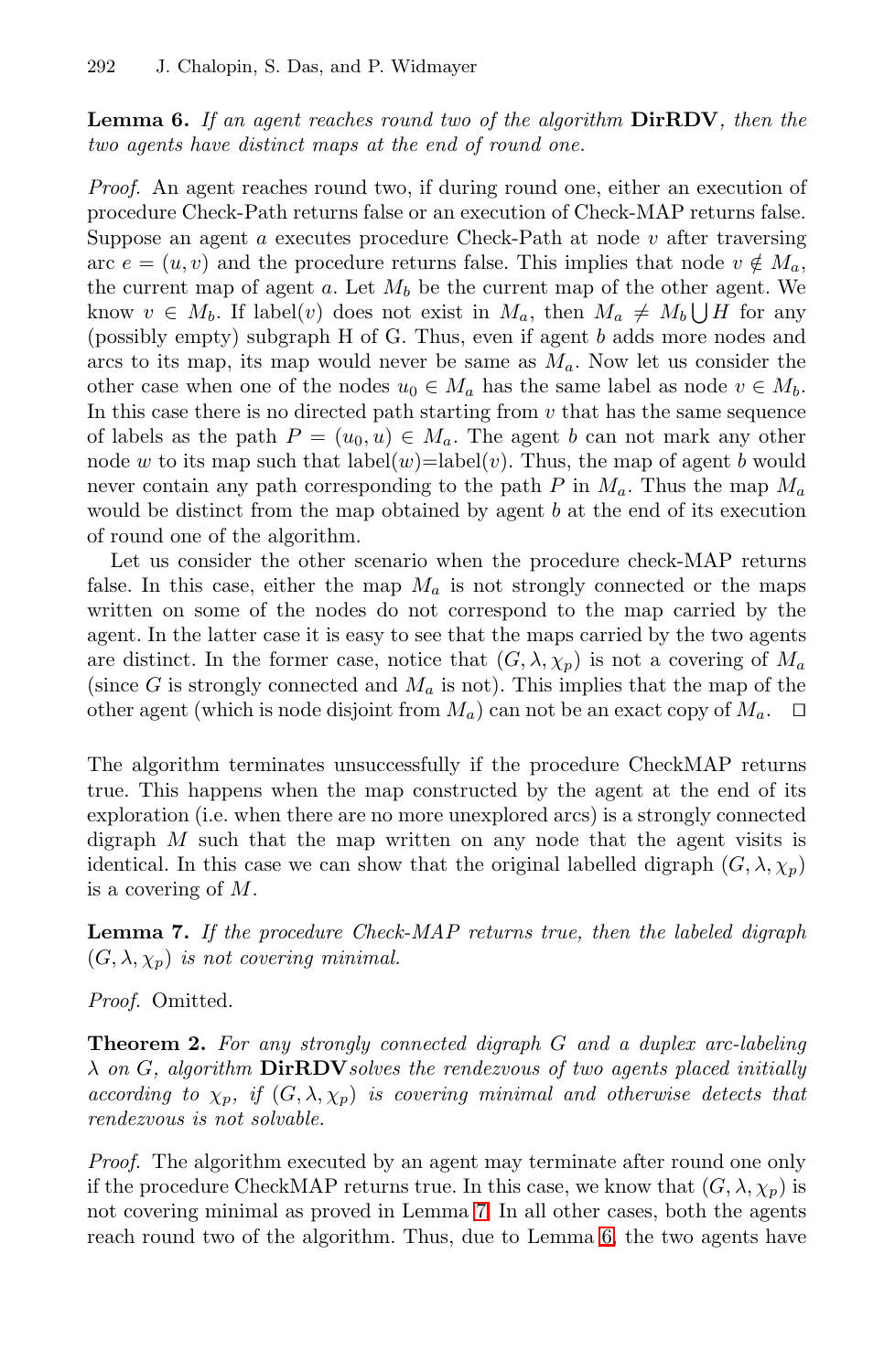**Lemma 6.** *If an agent reaches round two of the algorithm* **DirRDV***, then the two agents have distinct maps at the end of round one.*

*Proof.* An agent reaches round two, if during round one, either an execution of procedure Check-Path returns false or an execution of Check-MAP returns false. Suppose an agent $a$ executes procedure Check-Path at node $v$ after traversing arc $e = (u, v)$ and the procedure returns false. This implies that node $v \notin M_a$, the current map of agent $a$. Let $M_b$ be the current map of the other agent. We know $v \in M_b$. If label($v$) does not exist in $M_a$, then $M_a \neq M_b \bigcup H$ for any (possibly empty) subgraph H of G. Thus, even if agent $b$ adds more nodes and arcs to its map, its map would never be same as $M_a$. Now let us consider the other case when one of the nodes $u_0 \in M_a$ has the same label as node $v \in M_b$. In this case there is no directed path starting from $v$ that has the same sequence of labels as the path $P = (u_0, u) \in M_a$. The agent $b$ can not mark any other node $w$ to its map such that label($w$)=label($v$). Thus, the map of agent $b$ would never contain any path corresponding to the path $P$ in $M_a$. Thus the map $M_a$ would be distinct from the map obtained by agent $b$ at the end of its execution of round one of the algorithm.

Let us consider the other scenario when the procedure check-MAP returns false. In this case, either the map $M_a$ is not strongly connected or the maps written on some of the nodes do not correspond to the map carried by the agent. In the latter case it is easy to see that the maps carried by the two agents are distinct. In the former case, notice that $(G, \lambda, \chi_p)$ is not a covering of $M_a$ (since $G$ is strongly connected and $M_a$ is not). This implies that the map of the other agent (which is node disjoint from $M_a$) can not be an exact copy of $M_a$. □

The algorithm terminates unsuccessfully if the procedure CheckMAP returns true. This happens when the map constructed by the agent at the end of its exploration (i.e. when there are no more unexplored arcs) is a strongly connected digraph $M$ such that the map written on any node that the agent visits is identical. In this case we can show that the original labelled digraph $(G, \lambda, \chi_p)$ is a covering of $M$.

**Lemma 7.** *If the procedure Check-MAP returns true, then the labeled digraph $(G, \lambda, \chi_p)$ is not covering minimal.*

*Proof.* Omitted.

**Theorem 2.** *For any strongly connected digraph $G$ and a duplex arc-labeling $\lambda$ on $G$, algorithm* **DirRDV** *solves the rendezvous of two agents placed initially according to $\chi_p$, if $(G, \lambda, \chi_p)$ is covering minimal and otherwise detects that rendezvous is not solvable.*

*Proof.* The algorithm executed by an agent may terminate after round one only if the procedure CheckMAP returns true. In this case, we know that $(G, \lambda, \chi_p)$ is not covering minimal as proved in Lemma 7. In all other cases, both the agents reach round two of the algorithm. Thus, due to Lemma 6, the two agents have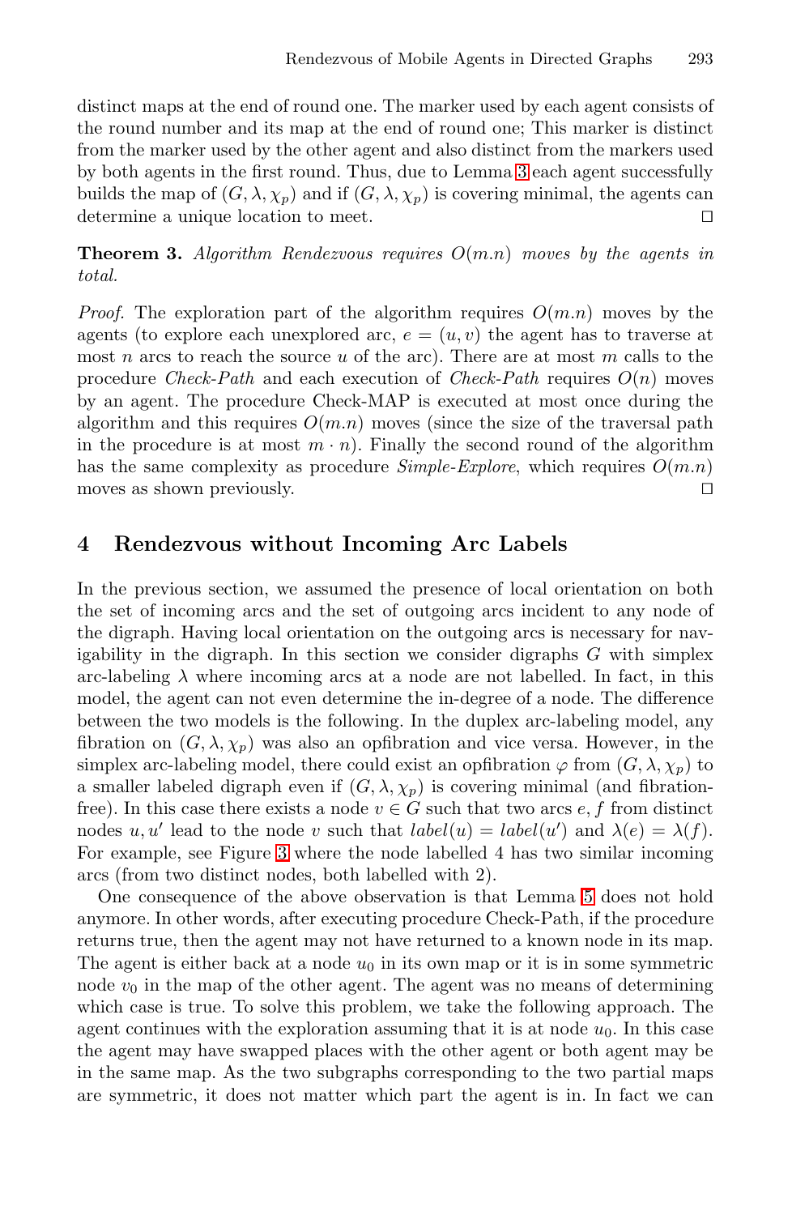distinct maps at the end of round one. The marker used by each agent consists of the round number and its map at the end of round one; This marker is distinct from the marker used by the other agent and also distinct from the markers used by both agents in the first round. Thus, due to Lemma 3 each agent successfully builds the map of $(G, \lambda, \chi_p)$ and if $(G, \lambda, \chi_p)$ is covering minimal, the agents can determine a unique location to meet. □

**Theorem 3.** *Algorithm Rendezvous requires $O(m.n)$ moves by the agents in total.*

*Proof.* The exploration part of the algorithm requires $O(m.n)$ moves by the agents (to explore each unexplored arc, $e = (u, v)$ the agent has to traverse at most $n$ arcs to reach the source $u$ of the arc). There are at most $m$ calls to the procedure *Check-Path* and each execution of *Check-Path* requires $O(n)$ moves by an agent. The procedure Check-MAP is executed at most once during the algorithm and this requires $O(m.n)$ moves (since the size of the traversal path in the procedure is at most $m \cdot n$). Finally the second round of the algorithm has the same complexity as procedure *Simple-Explore*, which requires $O(m.n)$ moves as shown previously. □

## 4 Rendezvous without Incoming Arc Labels

In the previous section, we assumed the presence of local orientation on both the set of incoming arcs and the set of outgoing arcs incident to any node of the digraph. Having local orientation on the outgoing arcs is necessary for navigability in the digraph. In this section we consider digraphs $G$ with simplex arc-labeling $\lambda$ where incoming arcs at a node are not labelled. In fact, in this model, the agent can not even determine the in-degree of a node. The difference between the two models is the following. In the duplex arc-labeling model, any fibration on $(G, \lambda, \chi_p)$ was also an opfibration and vice versa. However, in the simplex arc-labeling model, there could exist an opfibration $\varphi$ from $(G, \lambda, \chi_p)$ to a smaller labeled digraph even if $(G, \lambda, \chi_p)$ is covering minimal (and fibration-free). In this case there exists a node $v \in G$ such that two arcs $e, f$ from distinct nodes $u, u'$ lead to the node $v$ such that $label(u) = label(u')$ and $\lambda(e) = \lambda(f)$. For example, see Figure 3 where the node labelled 4 has two similar incoming arcs (from two distinct nodes, both labelled with 2).

One consequence of the above observation is that Lemma 5 does not hold anymore. In other words, after executing procedure Check-Path, if the procedure returns true, then the agent may not have returned to a known node in its map. The agent is either back at a node $u_0$ in its own map or it is in some symmetric node $v_0$ in the map of the other agent. The agent was no means of determining which case is true. To solve this problem, we take the following approach. The agent continues with the exploration assuming that it is at node $u_0$. In this case the agent may have swapped places with the other agent or both agent may be in the same map. As the two subgraphs corresponding to the two partial maps are symmetric, it does not matter which part the agent is in. In fact we can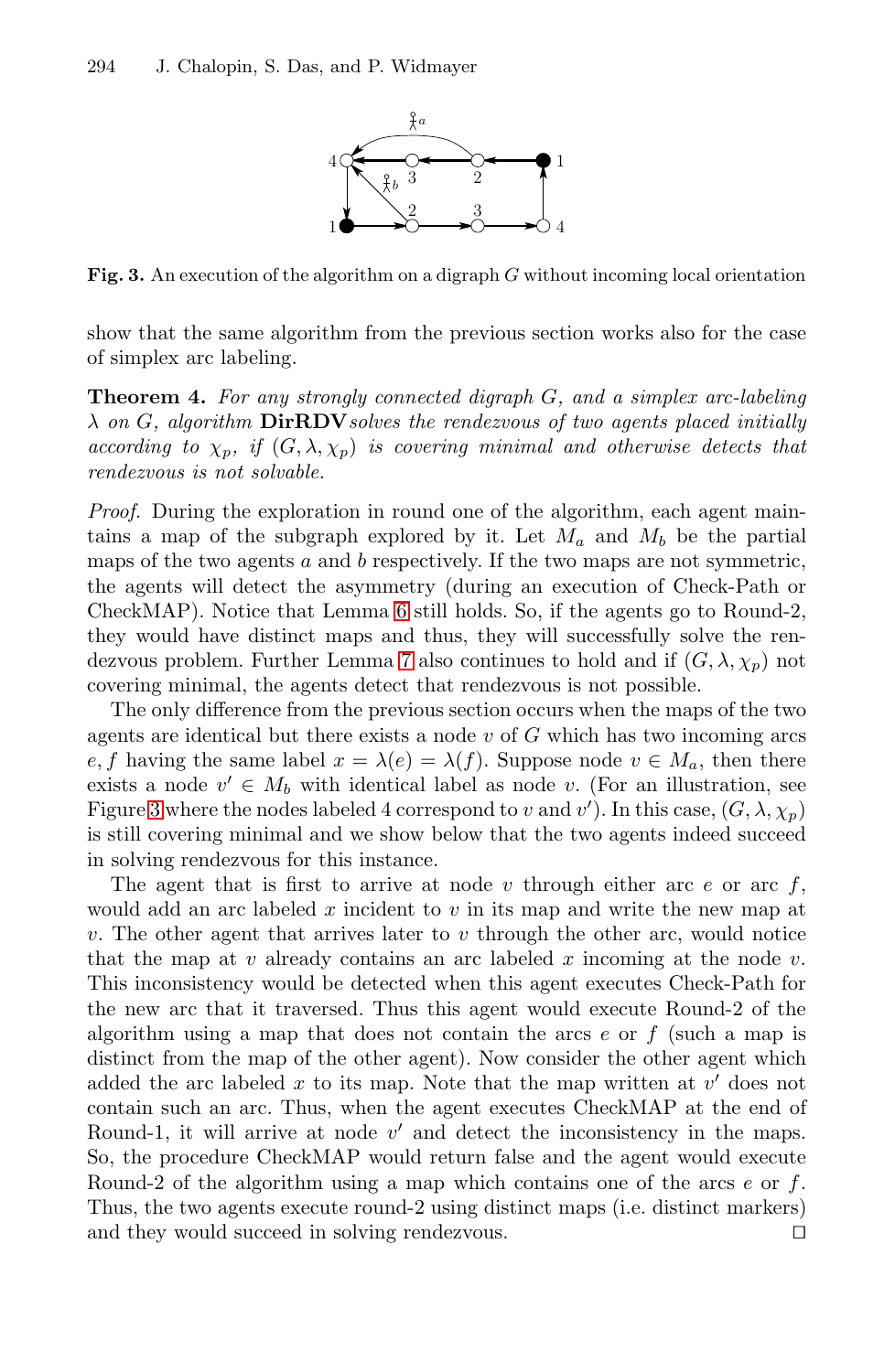**Fig. 3.** An execution of the algorithm on a digraph $G$ without incoming local orientation

show that the same algorithm from the previous section works also for the case of simplex arc labeling.

**Theorem 4.** *For any strongly connected digraph $G$, and a simplex arc-labeling $\lambda$ on $G$, algorithm* **DirRDV** *solves the rendezvous of two agents placed initially according to $\chi_p$, if $(G, \lambda, \chi_p)$ is covering minimal and otherwise detects that rendezvous is not solvable.*

*Proof.* During the exploration in round one of the algorithm, each agent maintains a map of the subgraph explored by it. Let $M_a$ and $M_b$ be the partial maps of the two agents $a$ and $b$ respectively. If the two maps are not symmetric, the agents will detect the asymmetry (during an execution of Check-Path or CheckMAP). Notice that Lemma 6 still holds. So, if the agents go to Round-2, they would have distinct maps and thus, they will successfully solve the rendezvous problem. Further Lemma 7 also continues to hold and if $(G, \lambda, \chi_p)$ not covering minimal, the agents detect that rendezvous is not possible.

The only difference from the previous section occurs when the maps of the two agents are identical but there exists a node $v$ of $G$ which has two incoming arcs $e, f$ having the same label $x = \lambda(e) = \lambda(f)$. Suppose node $v \in M_a$, then there exists a node $v' \in M_b$ with identical label as node $v$. (For an illustration, see Figure 3 where the nodes labeled 4 correspond to $v$ and $v'$). In this case, $(G, \lambda, \chi_p)$ is still covering minimal and we show below that the two agents indeed succeed in solving rendezvous for this instance.

The agent that is first to arrive at node $v$ through either arc $e$ or arc $f$, would add an arc labeled $x$ incident to $v$ in its map and write the new map at $v$. The other agent that arrives later to $v$ through the other arc, would notice that the map at $v$ already contains an arc labeled $x$ incoming at the node $v$. This inconsistency would be detected when this agent executes Check-Path for the new arc that it traversed. Thus this agent would execute Round-2 of the algorithm using a map that does not contain the arcs $e$ or $f$ (such a map is distinct from the map of the other agent). Now consider the other agent which added the arc labeled $x$ to its map. Note that the map written at $v'$ does not contain such an arc. Thus, when the agent executes CheckMAP at the end of Round-1, it will arrive at node $v'$ and detect the inconsistency in the maps. So, the procedure CheckMAP would return false and the agent would execute Round-2 of the algorithm using a map which contains one of the arcs $e$ or $f$. Thus, the two agents execute round-2 using distinct maps (i.e. distinct markers) and they would succeed in solving rendezvous. □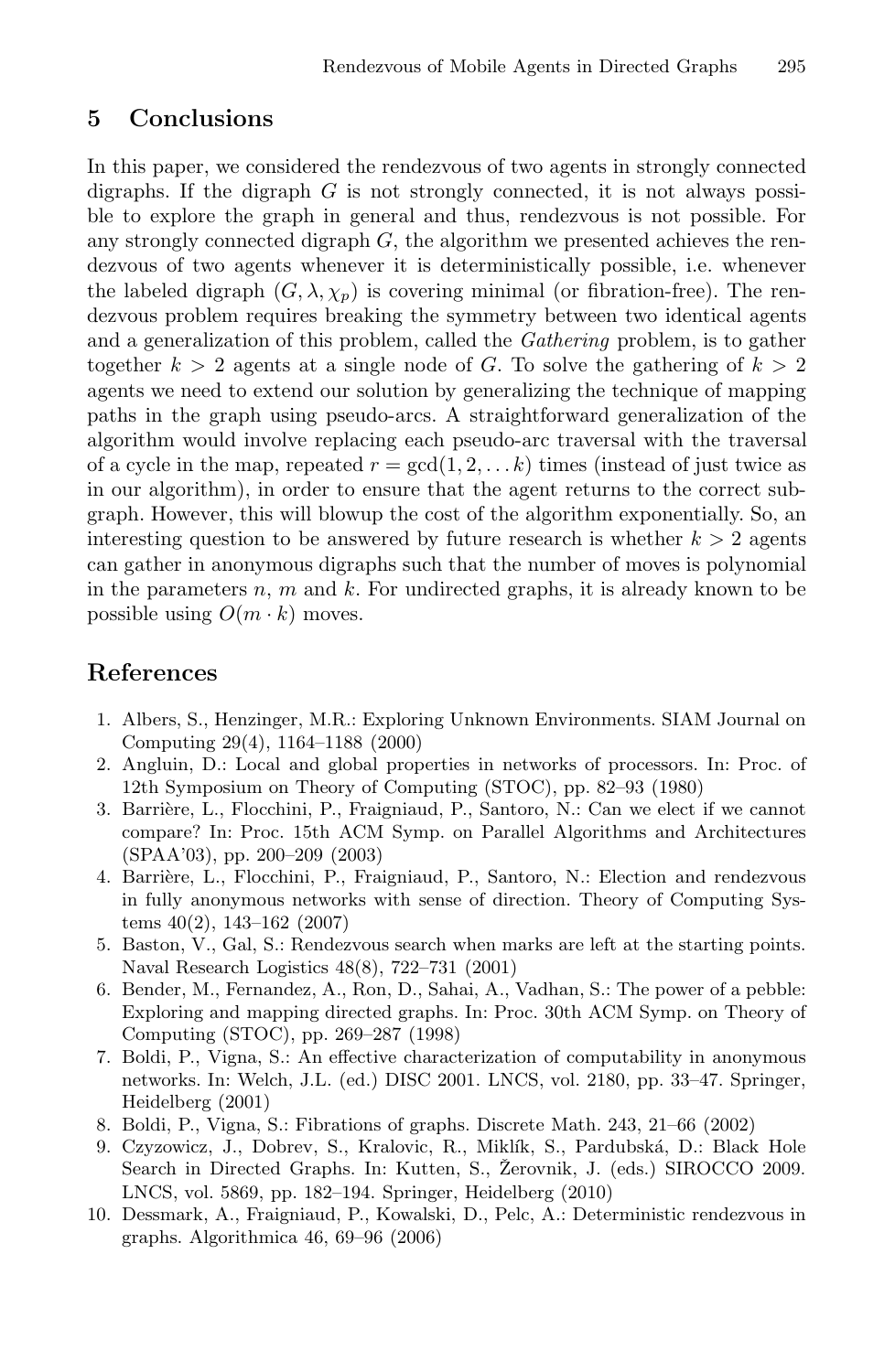## 5 Conclusions

In this paper, we considered the rendezvous of two agents in strongly connected digraphs. If the digraph $G$ is not strongly connected, it is not always possible to explore the graph in general and thus, rendezvous is not possible. For any strongly connected digraph $G$, the algorithm we presented achieves the rendezvous of two agents whenever it is deterministically possible, i.e. whenever the labeled digraph $(G, \lambda, \chi_p)$ is covering minimal (or fibration-free). The rendezvous problem requires breaking the symmetry between two identical agents and a generalization of this problem, called the *Gathering* problem, is to gather together $k > 2$ agents at a single node of $G$. To solve the gathering of $k > 2$ agents we need to extend our solution by generalizing the technique of mapping paths in the graph using pseudo-arcs. A straightforward generalization of the algorithm would involve replacing each pseudo-arc traversal with the traversal of a cycle in the map, repeated $r = \gcd(1, 2, \ldots k)$ times (instead of just twice as in our algorithm), in order to ensure that the agent returns to the correct subgraph. However, this will blowup the cost of the algorithm exponentially. So, an interesting question to be answered by future research is whether $k > 2$ agents can gather in anonymous digraphs such that the number of moves is polynomial in the parameters $n$, $m$ and $k$. For undirected graphs, it is already known to be possible using $O(m \cdot k)$ moves.

## References

1. Albers, S., Henzinger, M.R.: Exploring Unknown Environments. SIAM Journal on Computing 29(4), 1164–1188 (2000)
2. Angluin, D.: Local and global properties in networks of processors. In: Proc. of 12th Symposium on Theory of Computing (STOC), pp. 82–93 (1980)
3. Barrière, L., Flocchini, P., Fraigniaud, P., Santoro, N.: Can we elect if we cannot compare? In: Proc. 15th ACM Symp. on Parallel Algorithms and Architectures (SPAA'03), pp. 200–209 (2003)
4. Barrière, L., Flocchini, P., Fraigniaud, P., Santoro, N.: Election and rendezvous in fully anonymous networks with sense of direction. Theory of Computing Systems 40(2), 143–162 (2007)
5. Baston, V., Gal, S.: Rendezvous search when marks are left at the starting points. Naval Research Logistics 48(8), 722–731 (2001)
6. Bender, M., Fernandez, A., Ron, D., Sahai, A., Vadhan, S.: The power of a pebble: Exploring and mapping directed graphs. In: Proc. 30th ACM Symp. on Theory of Computing (STOC), pp. 269–287 (1998)
7. Boldi, P., Vigna, S.: An effective characterization of computability in anonymous networks. In: Welch, J.L. (ed.) DISC 2001. LNCS, vol. 2180, pp. 33–47. Springer, Heidelberg (2001)
8. Boldi, P., Vigna, S.: Fibrations of graphs. Discrete Math. 243, 21–66 (2002)
9. Czyzowicz, J., Dobrev, S., Kralovic, R., Miklík, S., Pardubská, D.: Black Hole Search in Directed Graphs. In: Kutten, S., Žerovnik, J. (eds.) SIROCCO 2009. LNCS, vol. 5869, pp. 182–194. Springer, Heidelberg (2010)
10. Dessmark, A., Fraigniaud, P., Kowalski, D., Pelc, A.: Deterministic rendezvous in graphs. Algorithmica 46, 69–96 (2006)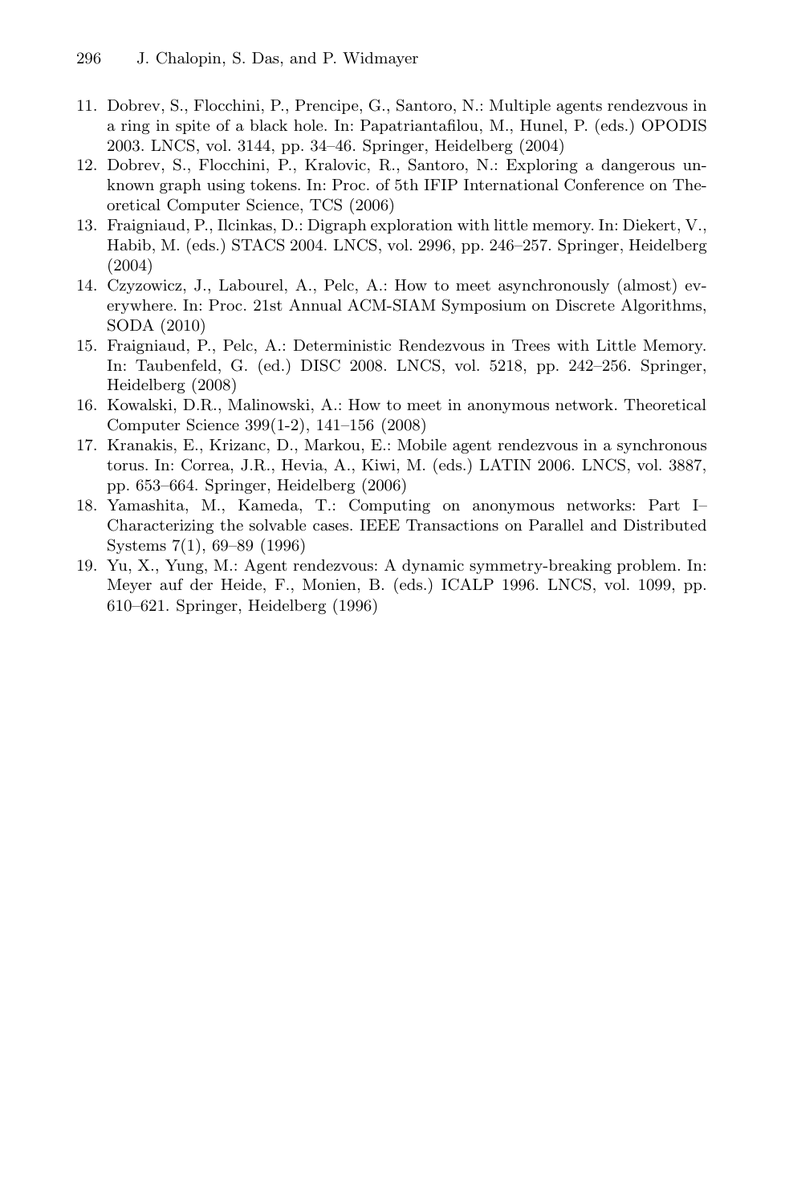11. Dobrev, S., Flocchini, P., Prencipe, G., Santoro, N.: Multiple agents rendezvous in a ring in spite of a black hole. In: Papatriantafilou, M., Hunel, P. (eds.) OPODIS 2003. LNCS, vol. 3144, pp. 34–46. Springer, Heidelberg (2004)
12. Dobrev, S., Flocchini, P., Kralovic, R., Santoro, N.: Exploring a dangerous unknown graph using tokens. In: Proc. of 5th IFIP International Conference on Theoretical Computer Science, TCS (2006)
13. Fraigniaud, P., Ilcinkas, D.: Digraph exploration with little memory. In: Diekert, V., Habib, M. (eds.) STACS 2004. LNCS, vol. 2996, pp. 246–257. Springer, Heidelberg (2004)
14. Czyzowicz, J., Labourel, A., Pelc, A.: How to meet asynchronously (almost) everywhere. In: Proc. 21st Annual ACM-SIAM Symposium on Discrete Algorithms, SODA (2010)
15. Fraigniaud, P., Pelc, A.: Deterministic Rendezvous in Trees with Little Memory. In: Taubenfeld, G. (ed.) DISC 2008. LNCS, vol. 5218, pp. 242–256. Springer, Heidelberg (2008)
16. Kowalski, D.R., Malinowski, A.: How to meet in anonymous network. Theoretical Computer Science 399(1-2), 141–156 (2008)
17. Kranakis, E., Krizanc, D., Markou, E.: Mobile agent rendezvous in a synchronous torus. In: Correa, J.R., Hevia, A., Kiwi, M. (eds.) LATIN 2006. LNCS, vol. 3887, pp. 653–664. Springer, Heidelberg (2006)
18. Yamashita, M., Kameda, T.: Computing on anonymous networks: Part I– Characterizing the solvable cases. IEEE Transactions on Parallel and Distributed Systems 7(1), 69–89 (1996)
19. Yu, X., Yung, M.: Agent rendezvous: A dynamic symmetry-breaking problem. In: Meyer auf der Heide, F., Monien, B. (eds.) ICALP 1996. LNCS, vol. 1099, pp. 610–621. Springer, Heidelberg (1996)